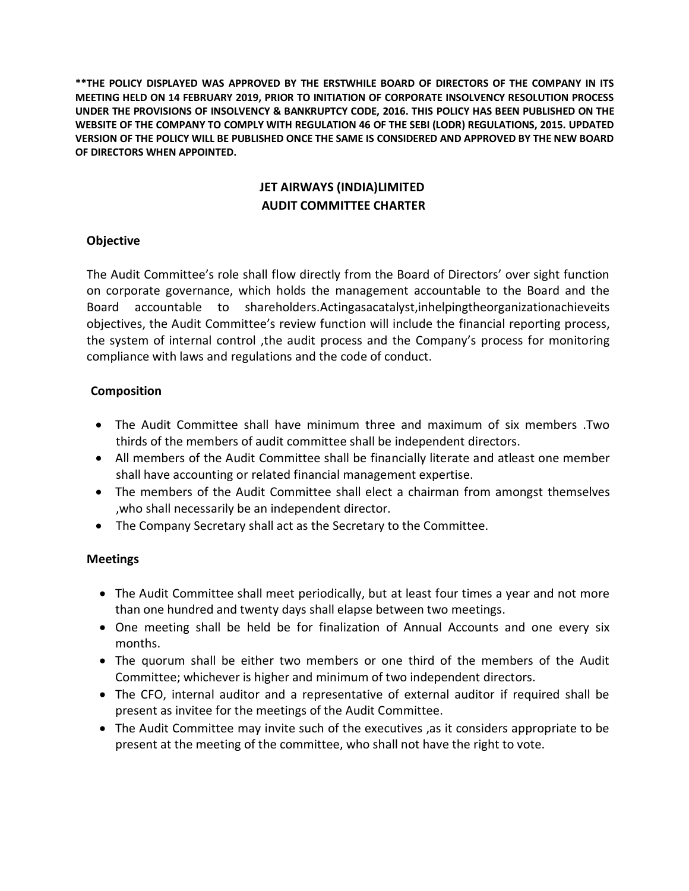**THE POLICY DISPLAYED WAS APPROVED BY THE ERSTWHILE BOARD OF DIRECTORS OF THE COMPANY IN ITS MEETING HELD ON 14 FEBRUARY 2019, PRIOR TO INITIATION OF CORPORATE INSOLVENCY RESOLUTION PROCESS UNDER THE PROVISIONS OF INSOLVENCY & BANKRUPTCY CODE, 2016. THIS POLICY HAS BEEN PUBLISHED ON THE WEBSITE OF THE COMPANY TO COMPLY WITH REGULATION 46 OF THE SEBI (LODR) REGULATIONS, 2015. UPDATED VERSION OF THE POLICY WILL BE PUBLISHED ONCE THE SAME IS CONSIDERED AND APPROVED BY THE NEW BOARD OF DIRECTORS WHEN APPOINTED.**

# JET AIRWAYS (INDIA)LIMITED
# AUDIT COMMITTEE CHARTER

## Objective

The Audit Committee's role shall flow directly from the Board of Directors' over sight function on corporate governance, which holds the management accountable to the Board and the Board accountable to shareholders.Actingasacatalyst,inhelpingtheorganizationachieveits objectives, the Audit Committee's review function will include the financial reporting process, the system of internal control ,the audit process and the Company's process for monitoring compliance with laws and regulations and the code of conduct.

## Composition

- The Audit Committee shall have minimum three and maximum of six members .Two thirds of the members of audit committee shall be independent directors.
- All members of the Audit Committee shall be financially literate and atleast one member shall have accounting or related financial management expertise.
- The members of the Audit Committee shall elect a chairman from amongst themselves ,who shall necessarily be an independent director.
- The Company Secretary shall act as the Secretary to the Committee.

## Meetings

- The Audit Committee shall meet periodically, but at least four times a year and not more than one hundred and twenty days shall elapse between two meetings.
- One meeting shall be held be for finalization of Annual Accounts and one every six months.
- The quorum shall be either two members or one third of the members of the Audit Committee; whichever is higher and minimum of two independent directors.
- The CFO, internal auditor and a representative of external auditor if required shall be present as invitee for the meetings of the Audit Committee.
- The Audit Committee may invite such of the executives ,as it considers appropriate to be present at the meeting of the committee, who shall not have the right to vote.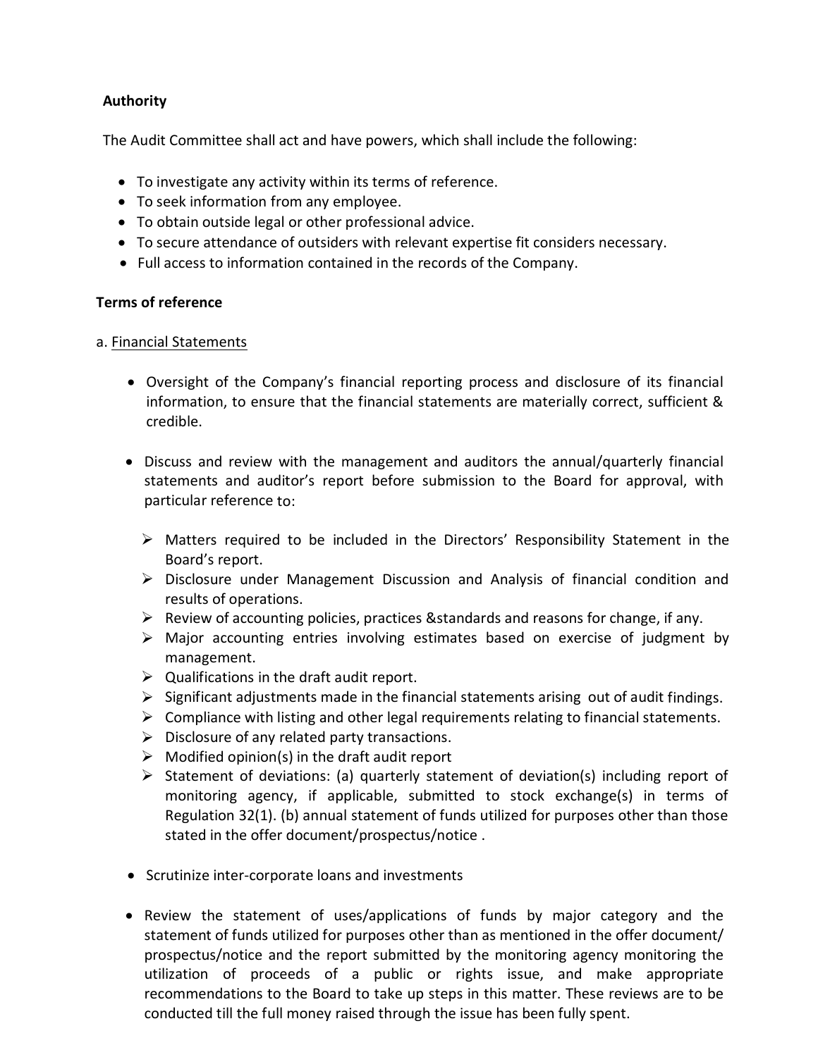**Authority**

The Audit Committee shall act and have powers, which shall include the following:

- To investigate any activity within its terms of reference.
- To seek information from any employee.
- To obtain outside legal or other professional advice.
- To secure attendance of outsiders with relevant expertise fit considers necessary.
- Full access to information contained in the records of the Company.

**Terms of reference**

a. Financial Statements

- Oversight of the Company's financial reporting process and disclosure of its financial information, to ensure that the financial statements are materially correct, sufficient & credible.

- Discuss and review with the management and auditors the annual/quarterly financial statements and auditor's report before submission to the Board for approval, with particular reference to:

  - Matters required to be included in the Directors' Responsibility Statement in the Board's report.
  - Disclosure under Management Discussion and Analysis of financial condition and results of operations.
  - Review of accounting policies, practices &standards and reasons for change, if any.
  - Major accounting entries involving estimates based on exercise of judgment by management.
  - Qualifications in the draft audit report.
  - Significant adjustments made in the financial statements arising out of audit findings.
  - Compliance with listing and other legal requirements relating to financial statements.
  - Disclosure of any related party transactions.
  - Modified opinion(s) in the draft audit report
  - Statement of deviations: (a) quarterly statement of deviation(s) including report of monitoring agency, if applicable, submitted to stock exchange(s) in terms of Regulation 32(1). (b) annual statement of funds utilized for purposes other than those stated in the offer document/prospectus/notice .

- Scrutinize inter-corporate loans and investments

- Review the statement of uses/applications of funds by major category and the statement of funds utilized for purposes other than as mentioned in the offer document/ prospectus/notice and the report submitted by the monitoring agency monitoring the utilization of proceeds of a public or rights issue, and make appropriate recommendations to the Board to take up steps in this matter. These reviews are to be conducted till the full money raised through the issue has been fully spent.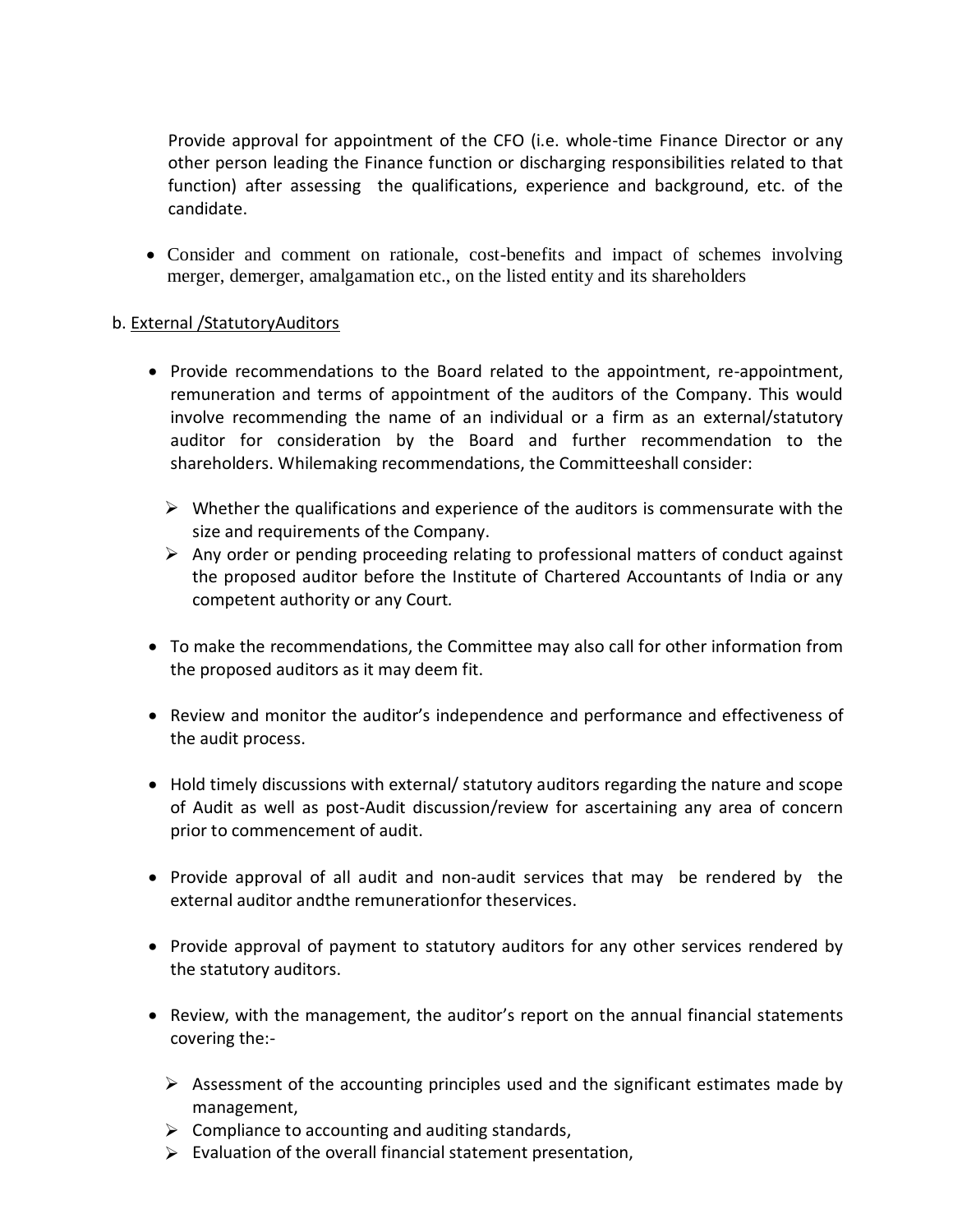Provide approval for appointment of the CFO (i.e. whole-time Finance Director or any other person leading the Finance function or discharging responsibilities related to that function) after assessing the qualifications, experience and background, etc. of the candidate.

- Consider and comment on rationale, cost-benefits and impact of schemes involving merger, demerger, amalgamation etc., on the listed entity and its shareholders

b. External /StatutoryAuditors

- Provide recommendations to the Board related to the appointment, re-appointment, remuneration and terms of appointment of the auditors of the Company. This would involve recommending the name of an individual or a firm as an external/statutory auditor for consideration by the Board and further recommendation to the shareholders. Whilemaking recommendations, the Committeeshall consider:
  - Whether the qualifications and experience of the auditors is commensurate with the size and requirements of the Company.
  - Any order or pending proceeding relating to professional matters of conduct against the proposed auditor before the Institute of Chartered Accountants of India or any competent authority or any Court.
- To make the recommendations, the Committee may also call for other information from the proposed auditors as it may deem fit.
- Review and monitor the auditor's independence and performance and effectiveness of the audit process.
- Hold timely discussions with external/ statutory auditors regarding the nature and scope of Audit as well as post-Audit discussion/review for ascertaining any area of concern prior to commencement of audit.
- Provide approval of all audit and non-audit services that may be rendered by the external auditor andthe remunerationfor theservices.
- Provide approval of payment to statutory auditors for any other services rendered by the statutory auditors.
- Review, with the management, the auditor's report on the annual financial statements covering the:-
  - Assessment of the accounting principles used and the significant estimates made by management,
  - Compliance to accounting and auditing standards,
  - Evaluation of the overall financial statement presentation,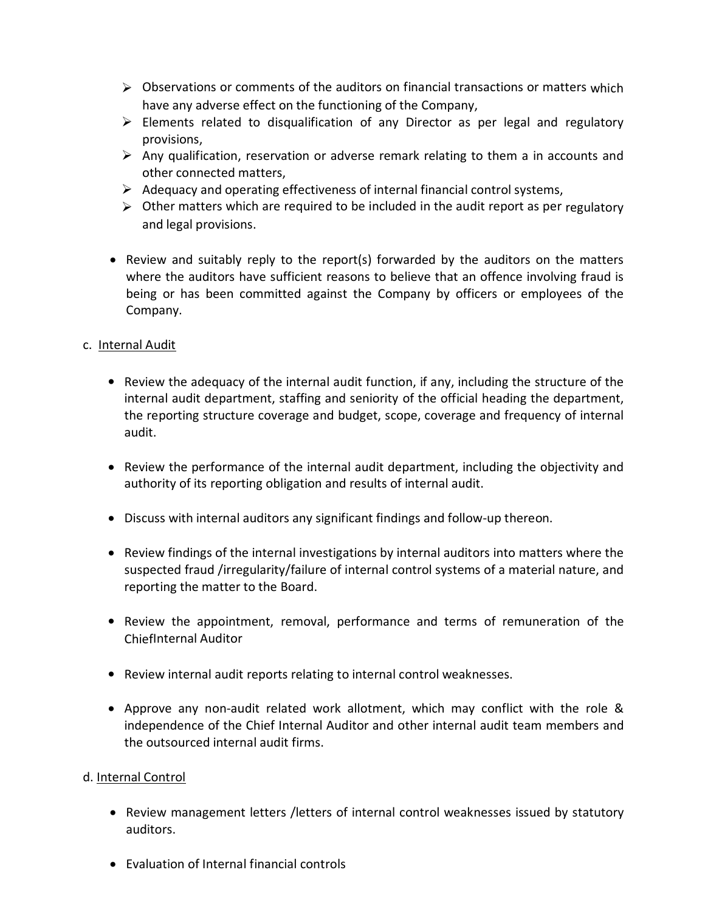- Observations or comments of the auditors on financial transactions or matters which have any adverse effect on the functioning of the Company,
- Elements related to disqualification of any Director as per legal and regulatory provisions,
- Any qualification, reservation or adverse remark relating to them a in accounts and other connected matters,
- Adequacy and operating effectiveness of internal financial control systems,
- Other matters which are required to be included in the audit report as per regulatory and legal provisions.

- Review and suitably reply to the report(s) forwarded by the auditors on the matters where the auditors have sufficient reasons to believe that an offence involving fraud is being or has been committed against the Company by officers or employees of the Company.

c. Internal Audit

- Review the adequacy of the internal audit function, if any, including the structure of the internal audit department, staffing and seniority of the official heading the department, the reporting structure coverage and budget, scope, coverage and frequency of internal audit.

- Review the performance of the internal audit department, including the objectivity and authority of its reporting obligation and results of internal audit.

- Discuss with internal auditors any significant findings and follow-up thereon.

- Review findings of the internal investigations by internal auditors into matters where the suspected fraud /irregularity/failure of internal control systems of a material nature, and reporting the matter to the Board.

- Review the appointment, removal, performance and terms of remuneration of the ChiefInternal Auditor

- Review internal audit reports relating to internal control weaknesses.

- Approve any non-audit related work allotment, which may conflict with the role & independence of the Chief Internal Auditor and other internal audit team members and the outsourced internal audit firms.

d. Internal Control

- Review management letters /letters of internal control weaknesses issued by statutory auditors.

- Evaluation of Internal financial controls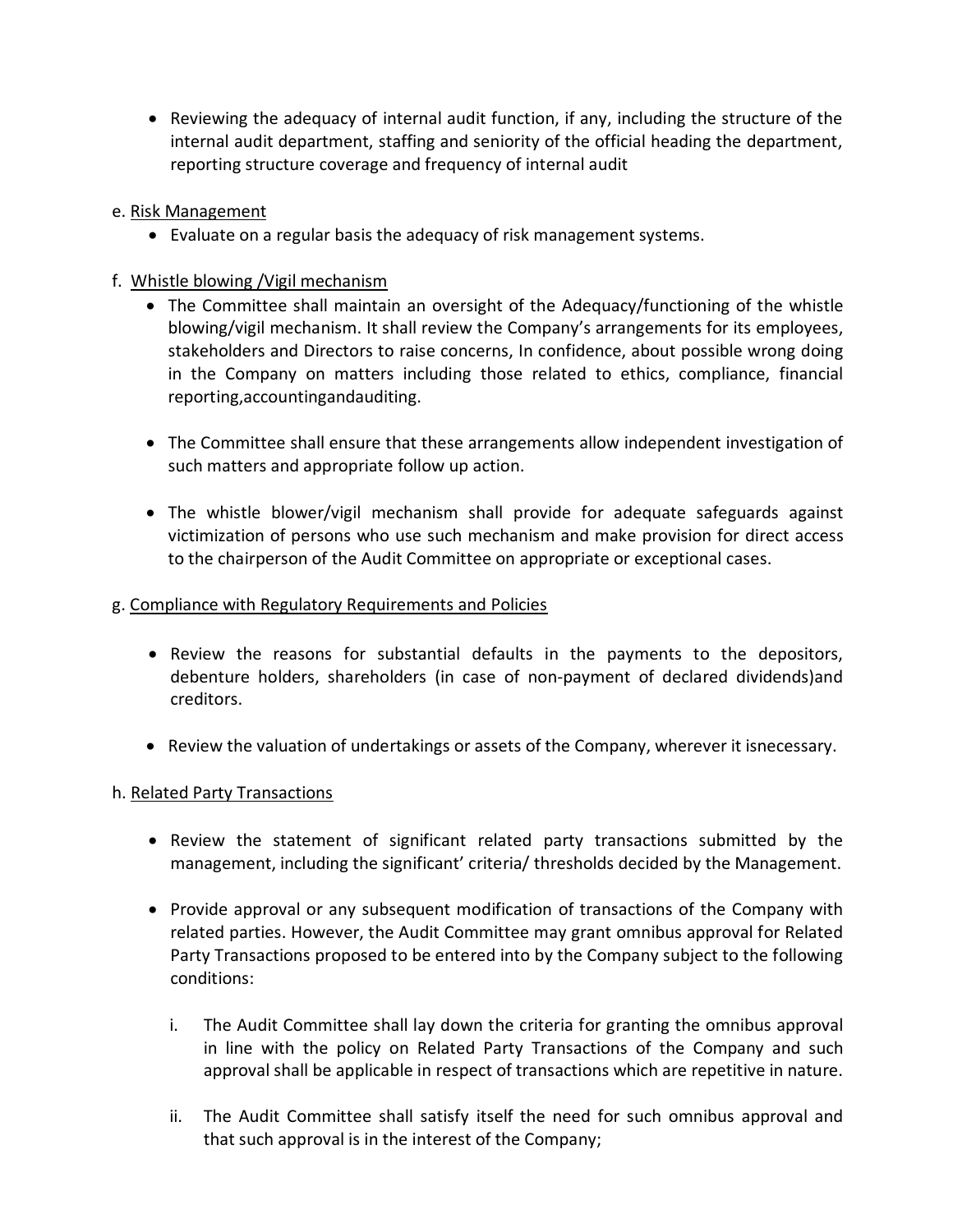- Reviewing the adequacy of internal audit function, if any, including the structure of the internal audit department, staffing and seniority of the official heading the department, reporting structure coverage and frequency of internal audit

e. Risk Management

- Evaluate on a regular basis the adequacy of risk management systems.

f. Whistle blowing /Vigil mechanism

- The Committee shall maintain an oversight of the Adequacy/functioning of the whistle blowing/vigil mechanism. It shall review the Company's arrangements for its employees, stakeholders and Directors to raise concerns, In confidence, about possible wrong doing in the Company on matters including those related to ethics, compliance, financial reporting,accountingandauditing.

- The Committee shall ensure that these arrangements allow independent investigation of such matters and appropriate follow up action.

- The whistle blower/vigil mechanism shall provide for adequate safeguards against victimization of persons who use such mechanism and make provision for direct access to the chairperson of the Audit Committee on appropriate or exceptional cases.

g. Compliance with Regulatory Requirements and Policies

- Review the reasons for substantial defaults in the payments to the depositors, debenture holders, shareholders (in case of non-payment of declared dividends)and creditors.

- Review the valuation of undertakings or assets of the Company, wherever it isnecessary.

h. Related Party Transactions

- Review the statement of significant related party transactions submitted by the management, including the significant' criteria/ thresholds decided by the Management.

- Provide approval or any subsequent modification of transactions of the Company with related parties. However, the Audit Committee may grant omnibus approval for Related Party Transactions proposed to be entered into by the Company subject to the following conditions:

  i. The Audit Committee shall lay down the criteria for granting the omnibus approval in line with the policy on Related Party Transactions of the Company and such approval shall be applicable in respect of transactions which are repetitive in nature.

  ii. The Audit Committee shall satisfy itself the need for such omnibus approval and that such approval is in the interest of the Company;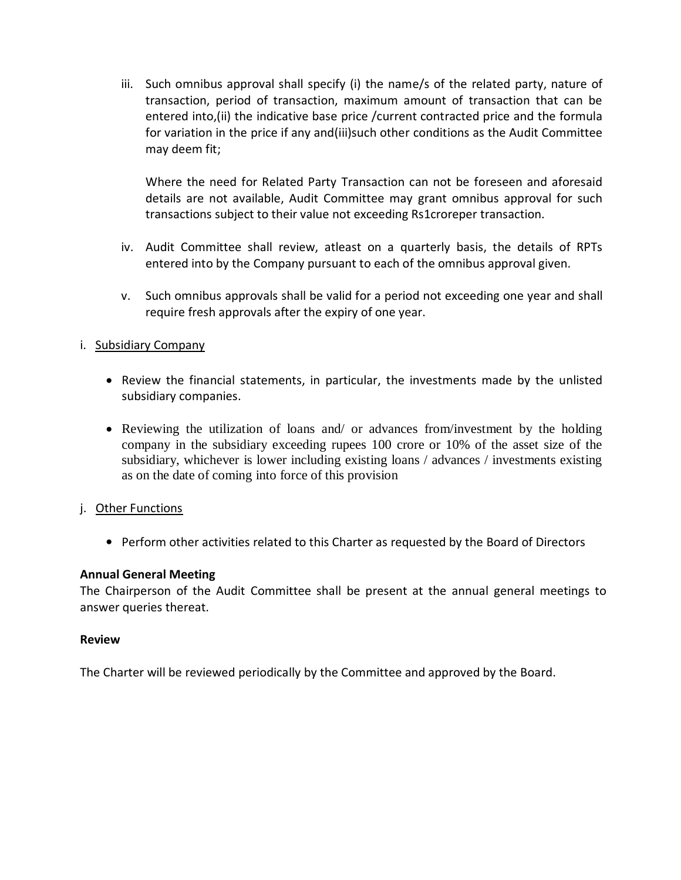iii. Such omnibus approval shall specify (i) the name/s of the related party, nature of transaction, period of transaction, maximum amount of transaction that can be entered into,(ii) the indicative base price /current contracted price and the formula for variation in the price if any and(iii)such other conditions as the Audit Committee may deem fit;

     Where the need for Related Party Transaction can not be foreseen and aforesaid details are not available, Audit Committee may grant omnibus approval for such transactions subject to their value not exceeding Rs1croreper transaction.

iv. Audit Committee shall review, atleast on a quarterly basis, the details of RPTs entered into by the Company pursuant to each of the omnibus approval given.

v. Such omnibus approvals shall be valid for a period not exceeding one year and shall require fresh approvals after the expiry of one year.

i. Subsidiary Company

- Review the financial statements, in particular, the investments made by the unlisted subsidiary companies.
- Reviewing the utilization of loans and/ or advances from/investment by the holding company in the subsidiary exceeding rupees 100 crore or 10% of the asset size of the subsidiary, whichever is lower including existing loans / advances / investments existing as on the date of coming into force of this provision

j. Other Functions

- Perform other activities related to this Charter as requested by the Board of Directors

**Annual General Meeting**

The Chairperson of the Audit Committee shall be present at the annual general meetings to answer queries thereat.

**Review**

The Charter will be reviewed periodically by the Committee and approved by the Board.